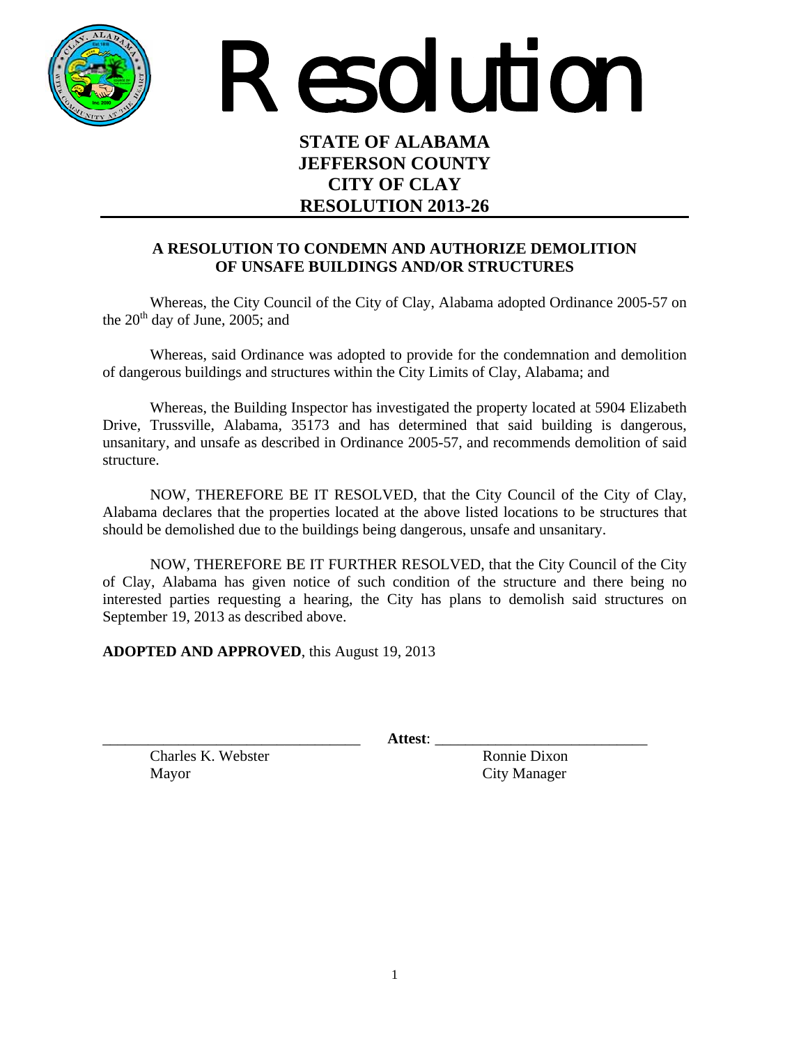# Resolution

**STATE OF ALABAMA**
**JEFFERSON COUNTY**
**CITY OF CLAY**
**RESOLUTION 2013-26**

---

### A RESOLUTION TO CONDEMN AND AUTHORIZE DEMOLITION OF UNSAFE BUILDINGS AND/OR STRUCTURES

Whereas, the City Council of the City of Clay, Alabama adopted Ordinance 2005-57 on the 20th day of June, 2005; and

Whereas, said Ordinance was adopted to provide for the condemnation and demolition of dangerous buildings and structures within the City Limits of Clay, Alabama; and

Whereas, the Building Inspector has investigated the property located at 5904 Elizabeth Drive, Trussville, Alabama, 35173 and has determined that said building is dangerous, unsanitary, and unsafe as described in Ordinance 2005-57, and recommends demolition of said structure.

NOW, THEREFORE BE IT RESOLVED, that the City Council of the City of Clay, Alabama declares that the properties located at the above listed locations to be structures that should be demolished due to the buildings being dangerous, unsafe and unsanitary.

NOW, THEREFORE BE IT FURTHER RESOLVED, that the City Council of the City of Clay, Alabama has given notice of such condition of the structure and there being no interested parties requesting a hearing, the City has plans to demolish said structures on September 19, 2013 as described above.

**ADOPTED AND APPROVED**, this August 19, 2013

\_\_\_\_\_\_\_\_\_\_\_\_\_\_\_\_\_\_\_\_\_\_\_\_\_\_\_\_\_\_\_\_\_\_ **Attest**: \_\_\_\_\_\_\_\_\_\_\_\_\_\_\_\_\_\_\_\_\_\_\_\_\_\_\_\_

Charles K. Webster
Mayor

Ronnie Dixon
City Manager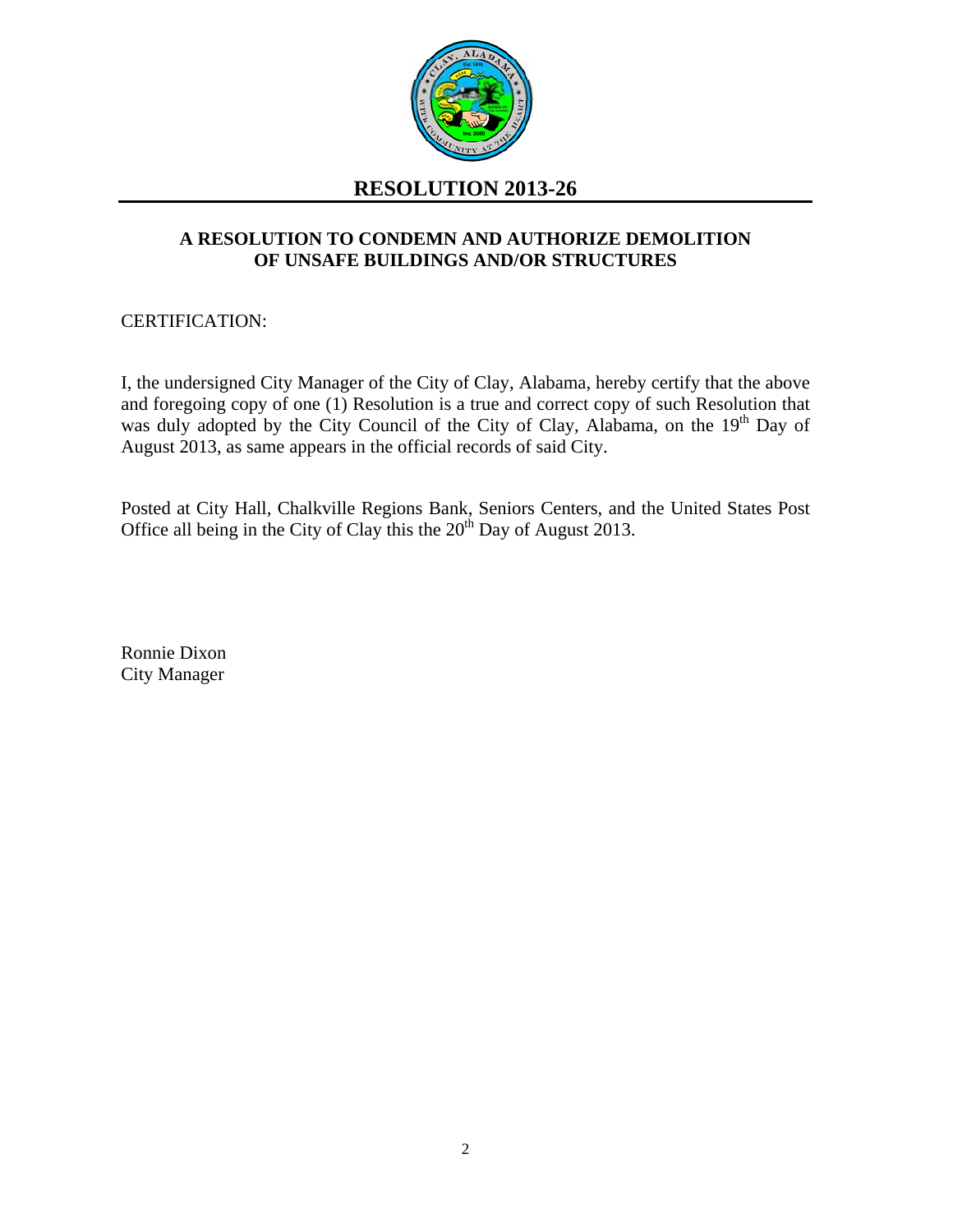# RESOLUTION 2013-26

**A RESOLUTION TO CONDEMN AND AUTHORIZE DEMOLITION OF UNSAFE BUILDINGS AND/OR STRUCTURES**

CERTIFICATION:

I, the undersigned City Manager of the City of Clay, Alabama, hereby certify that the above and foregoing copy of one (1) Resolution is a true and correct copy of such Resolution that was duly adopted by the City Council of the City of Clay, Alabama, on the 19th Day of August 2013, as same appears in the official records of said City.

Posted at City Hall, Chalkville Regions Bank, Seniors Centers, and the United States Post Office all being in the City of Clay this the 20th Day of August 2013.

Ronnie Dixon
City Manager